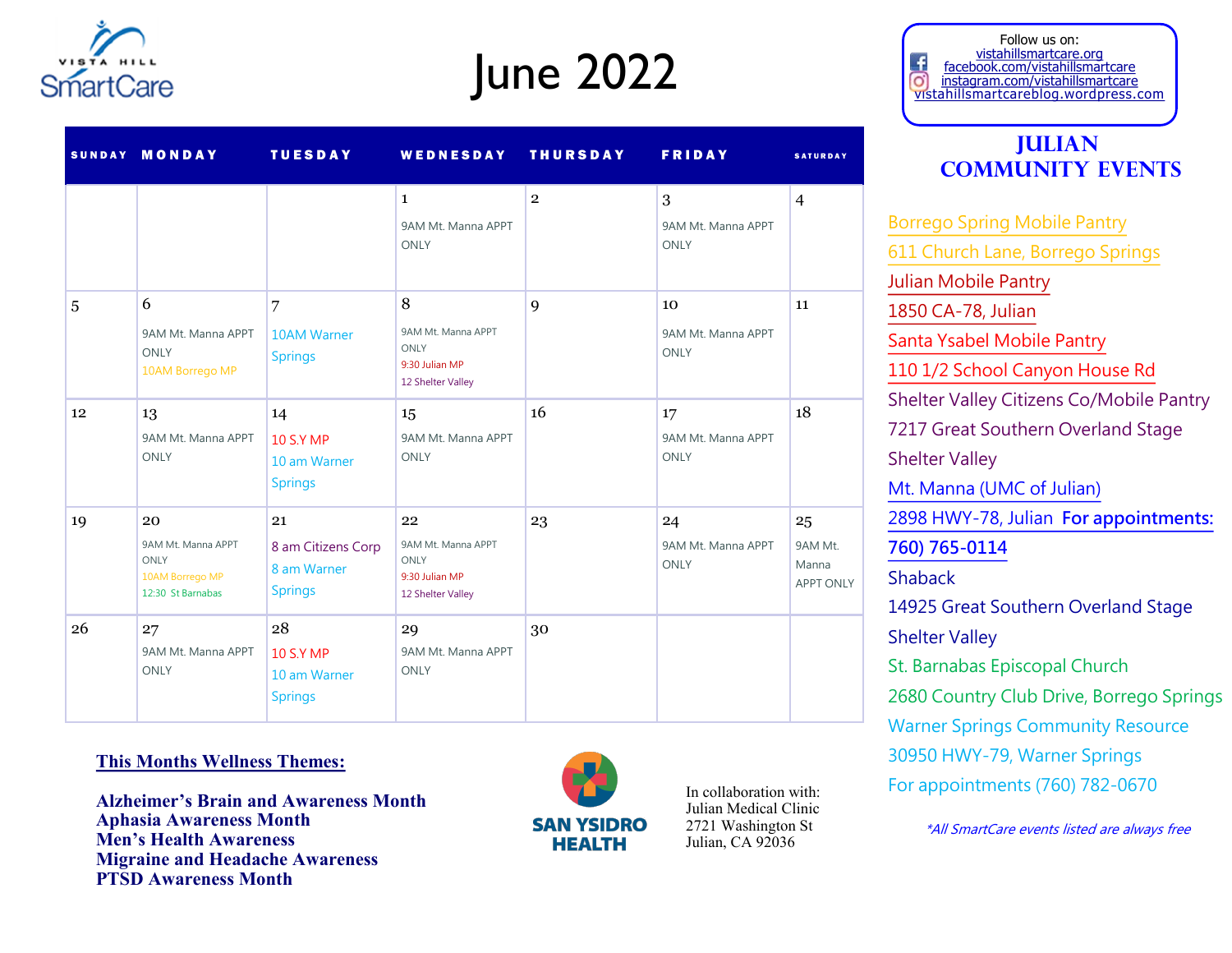Vista Hill SmartCare

# June 2022

| SUNDAY | MONDAY | TUESDAY | WEDNESDAY | THURSDAY | FRIDAY | SATURDAY |
|---|---|---|---|---|---|---|
| | | | 1<br>9AM Mt. Manna APPT ONLY | 2 | 3<br>9AM Mt. Manna APPT ONLY | 4 |
| 5 | 6<br>9AM Mt. Manna APPT ONLY<br>10AM Borrego MP | 7<br>10AM Warner Springs | 8<br>9AM Mt. Manna APPT ONLY<br>9:30 Julian MP<br>12 Shelter Valley | 9 | 10<br>9AM Mt. Manna APPT ONLY | 11 |
| 12 | 13<br>9AM Mt. Manna APPT ONLY | 14<br>10 S.Y MP<br>10 am Warner Springs | 15<br>9AM Mt. Manna APPT ONLY | 16 | 17<br>9AM Mt. Manna APPT ONLY | 18 |
| 19 | 20<br>9AM Mt. Manna APPT ONLY<br>10AM Borrego MP<br>12:30 St Barnabas | 21<br>8 am Citizens Corp<br>8 am Warner Springs | 22<br>9AM Mt. Manna APPT ONLY<br>9:30 Julian MP<br>12 Shelter Valley | 23 | 24<br>9AM Mt. Manna APPT ONLY | 25<br>9AM Mt. Manna APPT ONLY |
| 26 | 27<br>9AM Mt. Manna APPT ONLY | 28<br>10 S.Y MP<br>10 am Warner Springs | 29<br>9AM Mt. Manna APPT ONLY | 30 | | |

Follow us on:
vistahillsmartcare.org
facebook.com/vistahillsmartcare
instagram.com/vistahillsmartcare
vistahillsmartcareblog.wordpress.com

## JULIAN COMMUNITY EVENTS

Borrego Spring Mobile Pantry
611 Church Lane, Borrego Springs

Julian Mobile Pantry
1850 CA-78, Julian

Santa Ysabel Mobile Pantry
110 1/2 School Canyon House Rd

Shelter Valley Citizens Co/Mobile Pantry
7217 Great Southern Overland Stage
Shelter Valley

Mt. Manna (UMC of Julian)
2898 HWY-78, Julian **For appointments: 760) 765-0114**

Shaback
14925 Great Southern Overland Stage
Shelter Valley

St. Barnabas Episcopal Church
2680 Country Club Drive, Borrego Springs

Warner Springs Community Resource
30950 HWY-79, Warner Springs
For appointments (760) 782-0670

*\*All SmartCare events listed are always free*

**This Months Wellness Themes:**

**Alzheimer's Brain and Awareness Month**
**Aphasia Awareness Month**
**Men's Health Awareness**
**Migraine and Headache Awareness**
**PTSD Awareness Month**

SAN YSIDRO HEALTH

In collaboration with:
Julian Medical Clinic
2721 Washington St
Julian, CA 92036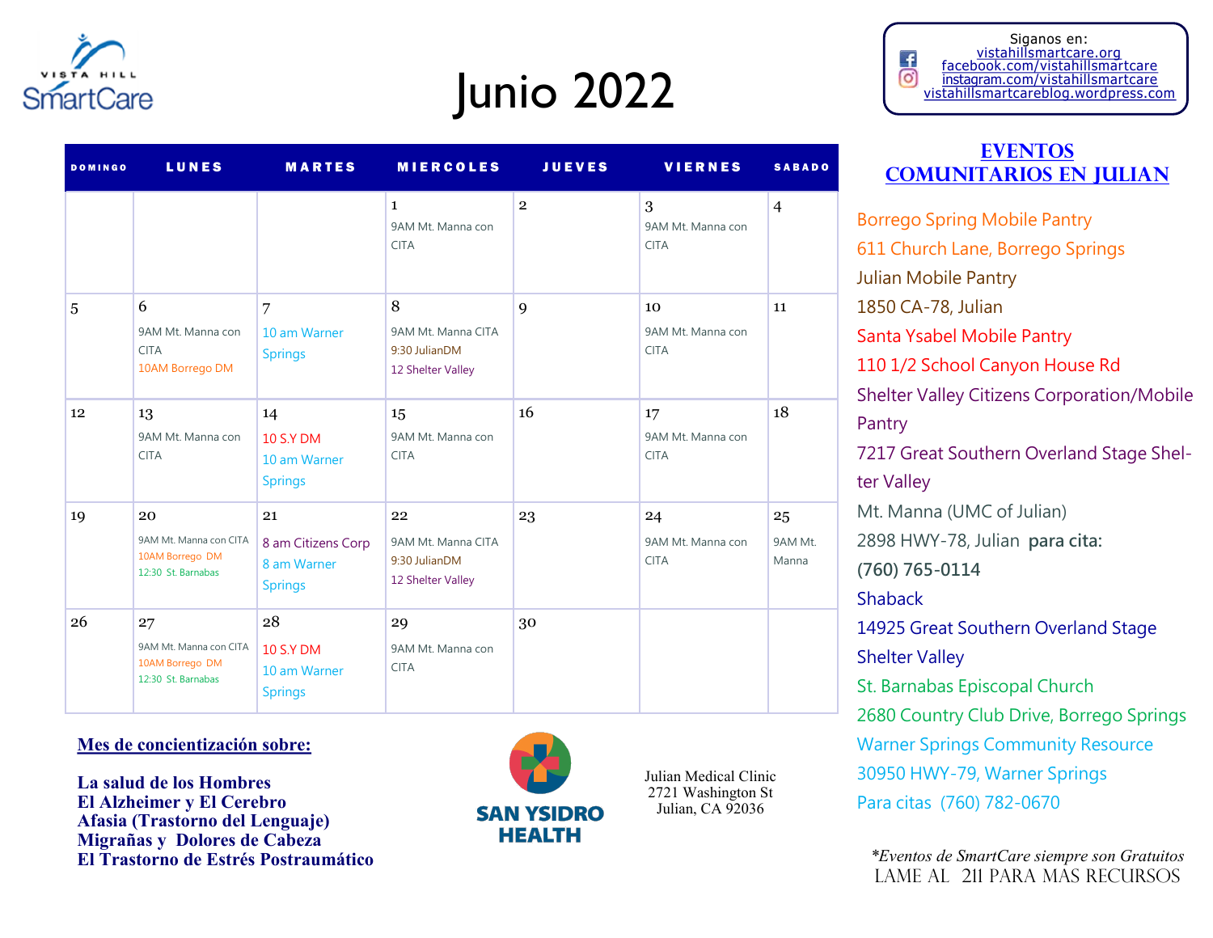Vista Hill SmartCare

# Junio 2022

Siganos en:
vistahillsmartcare.org
facebook.com/vistahillsmartcare
instagram.com/vistahillsmartcare
vistahillsmartcareblog.wordpress.com

| DOMINGO | LUNES | MARTES | MIERCOLES | JUEVES | VIERNES | SABADO |
|---|---|---|---|---|---|---|
| | | | 1<br>9AM Mt. Manna con CITA | 2 | 3<br>9AM Mt. Manna con CITA | 4 |
| 5 | 6<br>9AM Mt. Manna con CITA<br>10AM Borrego DM | 7<br>10 am Warner Springs | 8<br>9AM Mt. Manna CITA<br>9:30 JulianDM<br>12 Shelter Valley | 9 | 10<br>9AM Mt. Manna con CITA | 11 |
| 12 | 13<br>9AM Mt. Manna con CITA | 14<br>10 S.Y DM<br>10 am Warner Springs | 15<br>9AM Mt. Manna con CITA | 16 | 17<br>9AM Mt. Manna con CITA | 18 |
| 19 | 20<br>9AM Mt. Manna con CITA<br>10AM Borrego DM<br>12:30 St. Barnabas | 21<br>8 am Citizens Corp<br>8 am Warner Springs | 22<br>9AM Mt. Manna CITA<br>9:30 JulianDM<br>12 Shelter Valley | 23 | 24<br>9AM Mt. Manna con CITA | 25<br>9AM Mt. Manna |
| 26 | 27<br>9AM Mt. Manna con CITA<br>10AM Borrego DM<br>12:30 St. Barnabas | 28<br>10 S.Y DM<br>10 am Warner Springs | 29<br>9AM Mt. Manna con CITA | 30 | | |

## EVENTOS COMUNITARIOS EN JULIAN

Borrego Spring Mobile Pantry
611 Church Lane, Borrego Springs

Julian Mobile Pantry
1850 CA-78, Julian

Santa Ysabel Mobile Pantry
110 1/2 School Canyon House Rd

Shelter Valley Citizens Corporation/Mobile Pantry
7217 Great Southern Overland Stage Shelter Valley

Mt. Manna (UMC of Julian)
2898 HWY-78, Julian **para cita: (760) 765-0114**

Shaback
14925 Great Southern Overland Stage Shelter Valley

St. Barnabas Episcopal Church
2680 Country Club Drive, Borrego Springs

Warner Springs Community Resource
30950 HWY-79, Warner Springs
Para citas (760) 782-0670

**Mes de concientización sobre:**

**La salud de los Hombres**
**El Alzheimer y El Cerebro**
**Afasia (Trastorno del Lenguaje)**
**Migrañas y Dolores de Cabeza**
**El Trastorno de Estrés Postraumático**

SAN YSIDRO HEALTH

Julian Medical Clinic
2721 Washington St
Julian, CA 92036

*\*Eventos de SmartCare siempre son Gratuitos*

LAME AL 211 PARA MAS RECURSOS